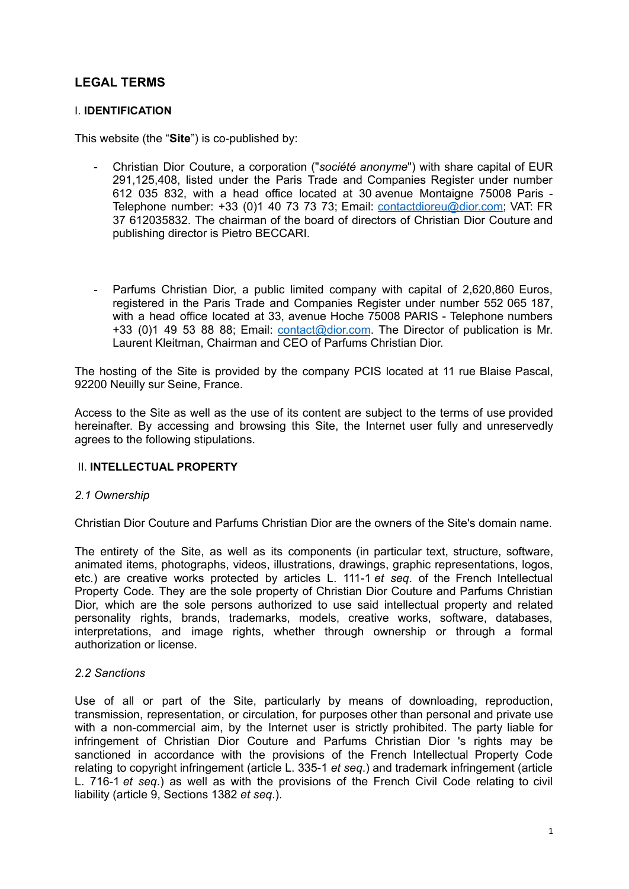# LEGAL TERMS

## I. IDENTIFICATION

This website (the "**Site**") is co-published by:

- Christian Dior Couture, a corporation ("*société anonyme*") with share capital of EUR 291,125,408, listed under the Paris Trade and Companies Register under number 612 035 832, with a head office located at 30 avenue Montaigne 75008 Paris - Telephone number: +33 (0)1 40 73 73 73; Email: contactdioreu@dior.com; VAT: FR 37 612035832. The chairman of the board of directors of Christian Dior Couture and publishing director is Pietro BECCARI.

- Parfums Christian Dior, a public limited company with capital of 2,620,860 Euros, registered in the Paris Trade and Companies Register under number 552 065 187, with a head office located at 33, avenue Hoche 75008 PARIS - Telephone numbers +33 (0)1 49 53 88 88; Email: contact@dior.com. The Director of publication is Mr. Laurent Kleitman, Chairman and CEO of Parfums Christian Dior.

The hosting of the Site is provided by the company PCIS located at 11 rue Blaise Pascal, 92200 Neuilly sur Seine, France.

Access to the Site as well as the use of its content are subject to the terms of use provided hereinafter. By accessing and browsing this Site, the Internet user fully and unreservedly agrees to the following stipulations.

## II. INTELLECTUAL PROPERTY

### *2.1 Ownership*

Christian Dior Couture and Parfums Christian Dior are the owners of the Site's domain name.

The entirety of the Site, as well as its components (in particular text, structure, software, animated items, photographs, videos, illustrations, drawings, graphic representations, logos, etc.) are creative works protected by articles L. 111-1 *et seq*. of the French Intellectual Property Code. They are the sole property of Christian Dior Couture and Parfums Christian Dior, which are the sole persons authorized to use said intellectual property and related personality rights, brands, trademarks, models, creative works, software, databases, interpretations, and image rights, whether through ownership or through a formal authorization or license.

### *2.2 Sanctions*

Use of all or part of the Site, particularly by means of downloading, reproduction, transmission, representation, or circulation, for purposes other than personal and private use with a non-commercial aim, by the Internet user is strictly prohibited. The party liable for infringement of Christian Dior Couture and Parfums Christian Dior 's rights may be sanctioned in accordance with the provisions of the French Intellectual Property Code relating to copyright infringement (article L. 335-1 *et seq.*) and trademark infringement (article L. 716-1 *et seq.*) as well as with the provisions of the French Civil Code relating to civil liability (article 9, Sections 1382 *et seq.*).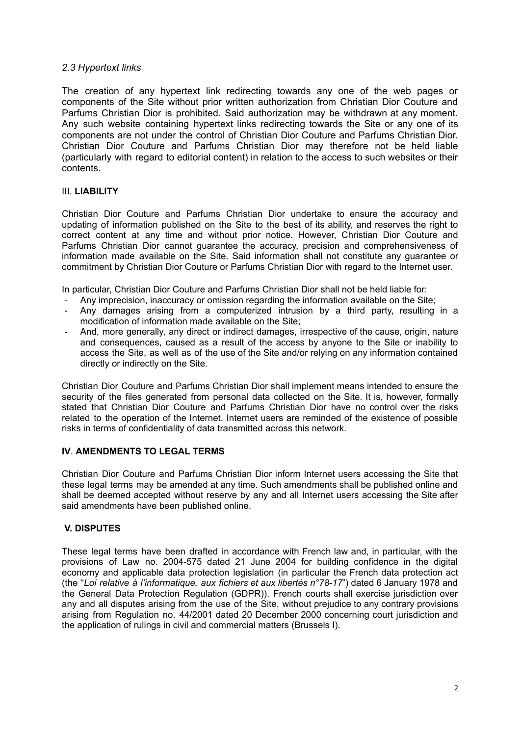### *2.3 Hypertext links*

The creation of any hypertext link redirecting towards any one of the web pages or components of the Site without prior written authorization from Christian Dior Couture and Parfums Christian Dior is prohibited. Said authorization may be withdrawn at any moment. Any such website containing hypertext links redirecting towards the Site or any one of its components are not under the control of Christian Dior Couture and Parfums Christian Dior. Christian Dior Couture and Parfums Christian Dior may therefore not be held liable (particularly with regard to editorial content) in relation to the access to such websites or their contents.

## III. **LIABILITY**

Christian Dior Couture and Parfums Christian Dior undertake to ensure the accuracy and updating of information published on the Site to the best of its ability, and reserves the right to correct content at any time and without prior notice. However, Christian Dior Couture and Parfums Christian Dior cannot guarantee the accuracy, precision and comprehensiveness of information made available on the Site. Said information shall not constitute any guarantee or commitment by Christian Dior Couture or Parfums Christian Dior with regard to the Internet user.

In particular, Christian Dior Couture and Parfums Christian Dior shall not be held liable for:

- Any imprecision, inaccuracy or omission regarding the information available on the Site;
- Any damages arising from a computerized intrusion by a third party, resulting in a modification of information made available on the Site;
- And, more generally, any direct or indirect damages, irrespective of the cause, origin, nature and consequences, caused as a result of the access by anyone to the Site or inability to access the Site, as well as of the use of the Site and/or relying on any information contained directly or indirectly on the Site.

Christian Dior Couture and Parfums Christian Dior shall implement means intended to ensure the security of the files generated from personal data collected on the Site. It is, however, formally stated that Christian Dior Couture and Parfums Christian Dior have no control over the risks related to the operation of the Internet. Internet users are reminded of the existence of possible risks in terms of confidentiality of data transmitted across this network.

## **IV**. **AMENDMENTS TO LEGAL TERMS**

Christian Dior Couture and Parfums Christian Dior inform Internet users accessing the Site that these legal terms may be amended at any time. Such amendments shall be published online and shall be deemed accepted without reserve by any and all Internet users accessing the Site after said amendments have been published online.

## **V. DISPUTES**

These legal terms have been drafted in accordance with French law and, in particular, with the provisions of Law no. 2004-575 dated 21 June 2004 for building confidence in the digital economy and applicable data protection legislation (in particular the French data protection act (the "*Loi relative à l'informatique, aux fichiers et aux libertés n°78-17*") dated 6 January 1978 and the General Data Protection Regulation (GDPR)). French courts shall exercise jurisdiction over any and all disputes arising from the use of the Site, without prejudice to any contrary provisions arising from Regulation no. 44/2001 dated 20 December 2000 concerning court jurisdiction and the application of rulings in civil and commercial matters (Brussels I).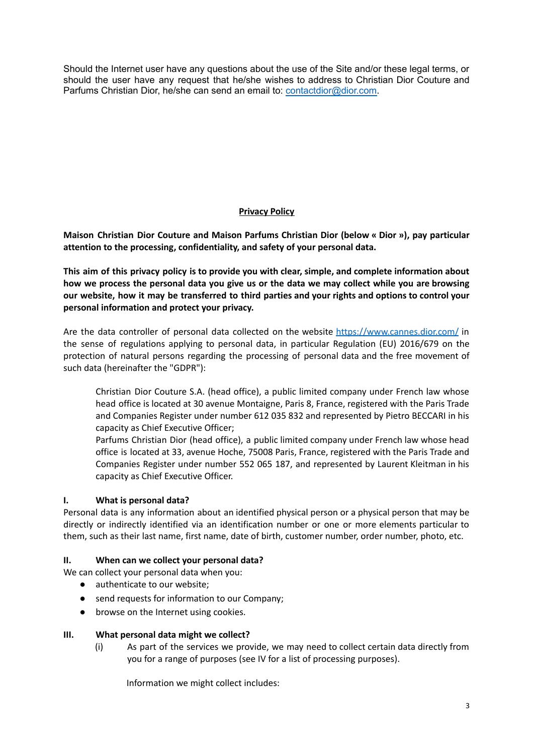Should the Internet user have any questions about the use of the Site and/or these legal terms, or should the user have any request that he/she wishes to address to Christian Dior Couture and Parfums Christian Dior, he/she can send an email to: [contactdior@dior.com](mailto:contactdior@dior.com).

## Privacy Policy

**Maison Christian Dior Couture and Maison Parfums Christian Dior (below « Dior »), pay particular attention to the processing, confidentiality, and safety of your personal data.**

**This aim of this privacy policy is to provide you with clear, simple, and complete information about how we process the personal data you give us or the data we may collect while you are browsing our website, how it may be transferred to third parties and your rights and options to control your personal information and protect your privacy.**

Are the data controller of personal data collected on the website [https://www.cannes.dior.com/](https://www.cannes.dior.com/) in the sense of regulations applying to personal data, in particular Regulation (EU) 2016/679 on the protection of natural persons regarding the processing of personal data and the free movement of such data (hereinafter the "GDPR"):

> Christian Dior Couture S.A. (head office), a public limited company under French law whose head office is located at 30 avenue Montaigne, Paris 8, France, registered with the Paris Trade and Companies Register under number 612 035 832 and represented by Pietro BECCARI in his capacity as Chief Executive Officer;
>
> Parfums Christian Dior (head office), a public limited company under French law whose head office is located at 33, avenue Hoche, 75008 Paris, France, registered with the Paris Trade and Companies Register under number 552 065 187, and represented by Laurent Kleitman in his capacity as Chief Executive Officer.

### I. What is personal data?

Personal data is any information about an identified physical person or a physical person that may be directly or indirectly identified via an identification number or one or more elements particular to them, such as their last name, first name, date of birth, customer number, order number, photo, etc.

### II. When can we collect your personal data?

We can collect your personal data when you:

- authenticate to our website;
- send requests for information to our Company;
- browse on the Internet using cookies.

### III. What personal data might we collect?

(i) As part of the services we provide, we may need to collect certain data directly from you for a range of purposes (see IV for a list of processing purposes).

Information we might collect includes: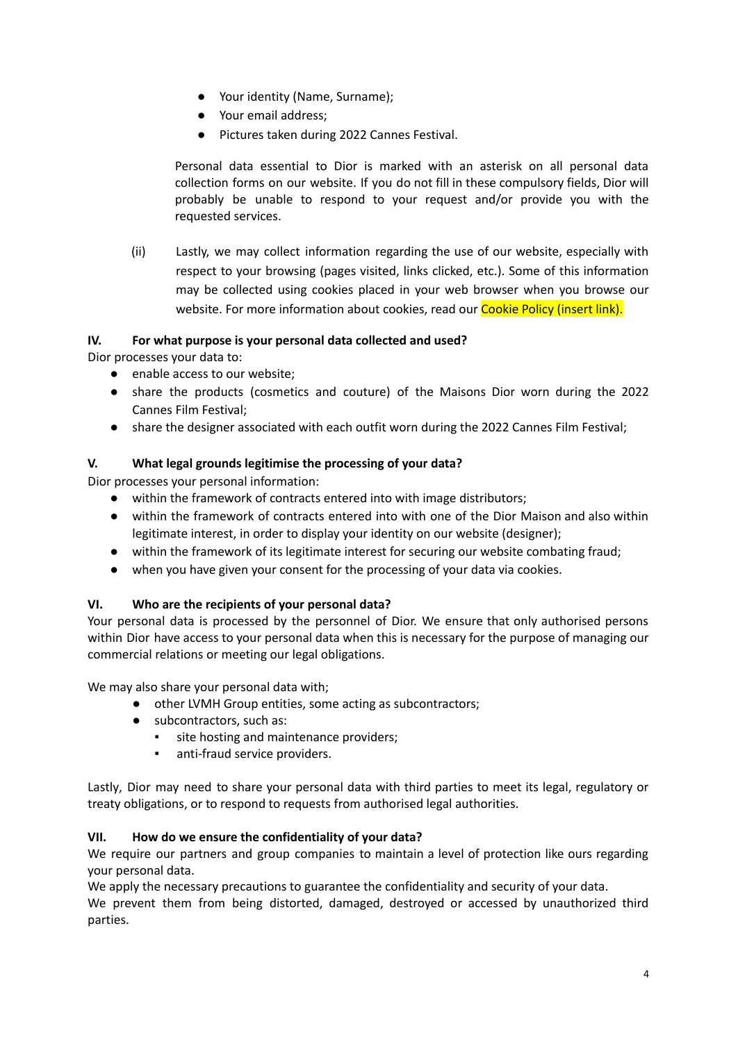- Your identity (Name, Surname);
- Your email address;
- Pictures taken during 2022 Cannes Festival.

Personal data essential to Dior is marked with an asterisk on all personal data collection forms on our website. If you do not fill in these compulsory fields, Dior will probably be unable to respond to your request and/or provide you with the requested services.

(ii) Lastly, we may collect information regarding the use of our website, especially with respect to your browsing (pages visited, links clicked, etc.). Some of this information may be collected using cookies placed in your web browser when you browse our website. For more information about cookies, read our Cookie Policy (insert link).

### IV. For what purpose is your personal data collected and used?

Dior processes your data to:

- enable access to our website;
- share the products (cosmetics and couture) of the Maisons Dior worn during the 2022 Cannes Film Festival;
- share the designer associated with each outfit worn during the 2022 Cannes Film Festival;

### V. What legal grounds legitimise the processing of your data?

Dior processes your personal information:

- within the framework of contracts entered into with image distributors;
- within the framework of contracts entered into with one of the Dior Maison and also within legitimate interest, in order to display your identity on our website (designer);
- within the framework of its legitimate interest for securing our website combating fraud;
- when you have given your consent for the processing of your data via cookies.

### VI. Who are the recipients of your personal data?

Your personal data is processed by the personnel of Dior. We ensure that only authorised persons within Dior have access to your personal data when this is necessary for the purpose of managing our commercial relations or meeting our legal obligations.

We may also share your personal data with;

- other LVMH Group entities, some acting as subcontractors;
- subcontractors, such as:
  - site hosting and maintenance providers;
  - anti-fraud service providers.

Lastly, Dior may need to share your personal data with third parties to meet its legal, regulatory or treaty obligations, or to respond to requests from authorised legal authorities.

### VII. How do we ensure the confidentiality of your data?

We require our partners and group companies to maintain a level of protection like ours regarding your personal data.

We apply the necessary precautions to guarantee the confidentiality and security of your data.

We prevent them from being distorted, damaged, destroyed or accessed by unauthorized third parties.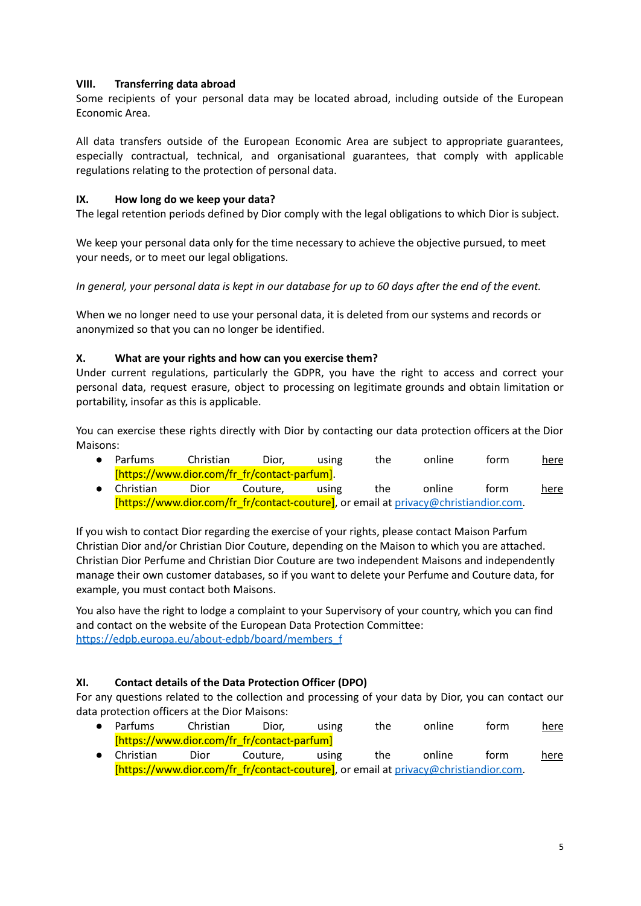## VIII. Transferring data abroad

Some recipients of your personal data may be located abroad, including outside of the European Economic Area.

All data transfers outside of the European Economic Area are subject to appropriate guarantees, especially contractual, technical, and organisational guarantees, that comply with applicable regulations relating to the protection of personal data.

## IX. How long do we keep your data?

The legal retention periods defined by Dior comply with the legal obligations to which Dior is subject.

We keep your personal data only for the time necessary to achieve the objective pursued, to meet your needs, or to meet our legal obligations.

*In general, your personal data is kept in our database for up to 60 days after the end of the event.*

When we no longer need to use your personal data, it is deleted from our systems and records or anonymized so that you can no longer be identified.

## X. What are your rights and how can you exercise them?

Under current regulations, particularly the GDPR, you have the right to access and correct your personal data, request erasure, object to processing on legitimate grounds and obtain limitation or portability, insofar as this is applicable.

You can exercise these rights directly with Dior by contacting our data protection officers at the Dior Maisons:

- Parfums Christian Dior, using the online form here [https://www.dior.com/fr_fr/contact-parfum].
- Christian Dior Couture, using the online form here [https://www.dior.com/fr_fr/contact-couture], or email at privacy@christiandior.com.

If you wish to contact Dior regarding the exercise of your rights, please contact Maison Parfum Christian Dior and/or Christian Dior Couture, depending on the Maison to which you are attached. Christian Dior Perfume and Christian Dior Couture are two independent Maisons and independently manage their own customer databases, so if you want to delete your Perfume and Couture data, for example, you must contact both Maisons.

You also have the right to lodge a complaint to your Supervisory of your country, which you can find and contact on the website of the European Data Protection Committee: https://edpb.europa.eu/about-edpb/board/members_f

## XI. Contact details of the Data Protection Officer (DPO)

For any questions related to the collection and processing of your data by Dior, you can contact our data protection officers at the Dior Maisons:

- Parfums Christian Dior, using the online form here [https://www.dior.com/fr_fr/contact-parfum]
- Christian Dior Couture, using the online form here [https://www.dior.com/fr_fr/contact-couture], or email at privacy@christiandior.com.